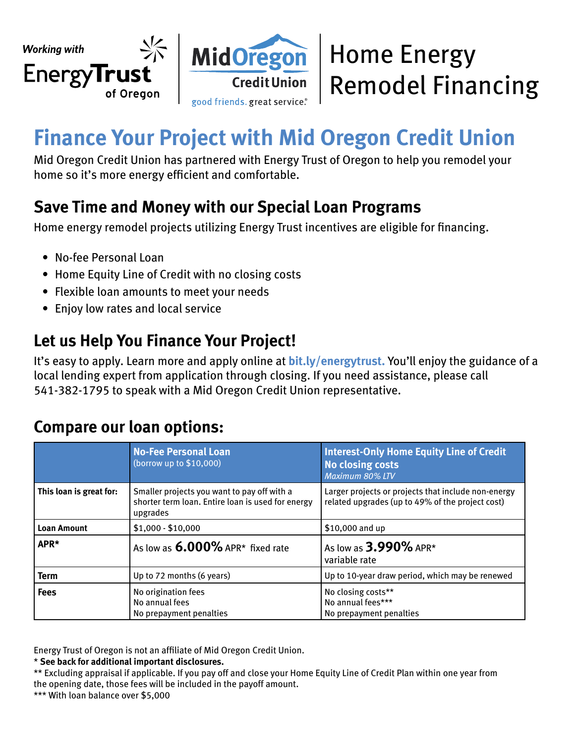Working with Energy Trust of Oregon

Mid Oregon Credit Union — good friends. great service.®

# Home Energy Remodel Financing

## Finance Your Project with Mid Oregon Credit Union

Mid Oregon Credit Union has partnered with Energy Trust of Oregon to help you remodel your home so it's more energy efficient and comfortable.

### Save Time and Money with our Special Loan Programs

Home energy remodel projects utilizing Energy Trust incentives are eligible for financing.

- No-fee Personal Loan
- Home Equity Line of Credit with no closing costs
- Flexible loan amounts to meet your needs
- Enjoy low rates and local service

### Let us Help You Finance Your Project!

It's easy to apply. Learn more and apply online at **bit.ly/energytrust.** You'll enjoy the guidance of a local lending expert from application through closing. If you need assistance, please call 541-382-1795 to speak with a Mid Oregon Credit Union representative.

### Compare our loan options:

| | **No-Fee Personal Loan** (borrow up to $10,000) | **Interest-Only Home Equity Line of Credit No closing costs** *Maximum 80% LTV* |
|---|---|---|
| **This loan is great for:** | Smaller projects you want to pay off with a shorter term loan. Entire loan is used for energy upgrades | Larger projects or projects that include non-energy related upgrades (up to 49% of the project cost) |
| **Loan Amount** | $1,000 - $10,000 | $10,000 and up |
| **APR*** | As low as **6.000%** APR* fixed rate | As low as **3.990%** APR* variable rate |
| **Term** | Up to 72 months (6 years) | Up to 10-year draw period, which may be renewed |
| **Fees** | No origination fees<br>No annual fees<br>No prepayment penalties | No closing costs**<br>No annual fees***<br>No prepayment penalties |

Energy Trust of Oregon is not an affiliate of Mid Oregon Credit Union.

* **See back for additional important disclosures.**

** Excluding appraisal if applicable. If you pay off and close your Home Equity Line of Credit Plan within one year from the opening date, those fees will be included in the payoff amount.

*** With loan balance over $5,000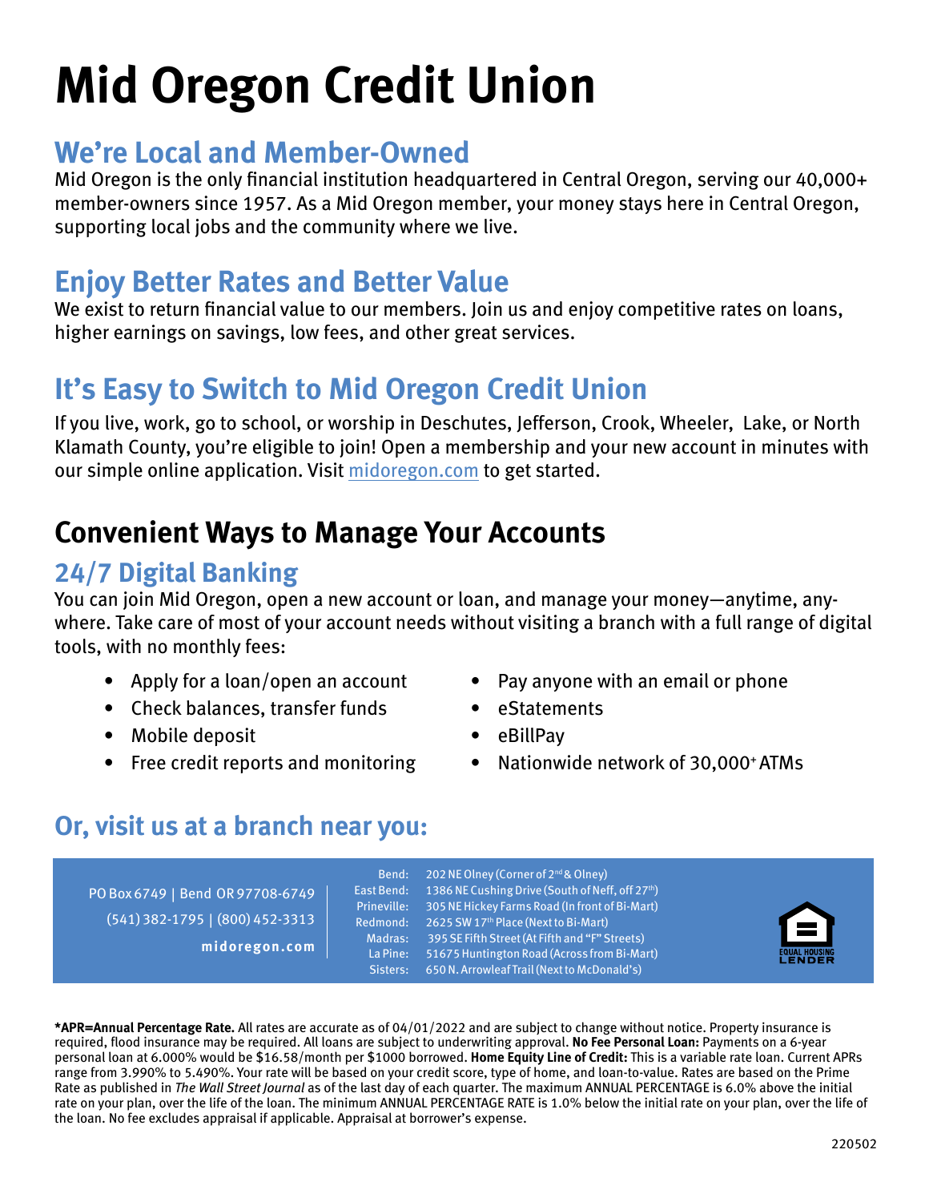# Mid Oregon Credit Union

## We're Local and Member-Owned

Mid Oregon is the only financial institution headquartered in Central Oregon, serving our 40,000+ member-owners since 1957. As a Mid Oregon member, your money stays here in Central Oregon, supporting local jobs and the community where we live.

## Enjoy Better Rates and Better Value

We exist to return financial value to our members. Join us and enjoy competitive rates on loans, higher earnings on savings, low fees, and other great services.

## It's Easy to Switch to Mid Oregon Credit Union

If you live, work, go to school, or worship in Deschutes, Jefferson, Crook, Wheeler, Lake, or North Klamath County, you're eligible to join! Open a membership and your new account in minutes with our simple online application. Visit [midoregon.com](midoregon.com) to get started.

## Convenient Ways to Manage Your Accounts

### 24/7 Digital Banking

You can join Mid Oregon, open a new account or loan, and manage your money—anytime, anywhere. Take care of most of your account needs without visiting a branch with a full range of digital tools, with no monthly fees:

- Apply for a loan/open an account
- Check balances, transfer funds
- Mobile deposit
- Free credit reports and monitoring
- Pay anyone with an email or phone
- eStatements
- eBillPay
- Nationwide network of 30,000+ ATMs

### Or, visit us at a branch near you:

PO Box 6749 | Bend OR 97708-6749
(541) 382-1795 | (800) 452-3313
**midoregon.com**

| | |
|---|---|
| Bend: | 202 NE Olney (Corner of 2nd & Olney) |
| East Bend: | 1386 NE Cushing Drive (South of Neff, off 27th) |
| Prineville: | 305 NE Hickey Farms Road (In front of Bi-Mart) |
| Redmond: | 2625 SW 17th Place (Next to Bi-Mart) |
| Madras: | 395 SE Fifth Street (At Fifth and "F" Streets) |
| La Pine: | 51675 Huntington Road (Across from Bi-Mart) |
| Sisters: | 650 N. Arrowleaf Trail (Next to McDonald's) |

EQUAL HOUSING LENDER

**\*APR=Annual Percentage Rate.** All rates are accurate as of 04/01/2022 and are subject to change without notice. Property insurance is required, flood insurance may be required. All loans are subject to underwriting approval. **No Fee Personal Loan:** Payments on a 6-year personal loan at 6.000% would be $16.58/month per $1000 borrowed. **Home Equity Line of Credit:** This is a variable rate loan. Current APRs range from 3.990% to 5.490%. Your rate will be based on your credit score, type of home, and loan-to-value. Rates are based on the Prime Rate as published in *The Wall Street Journal* as of the last day of each quarter. The maximum ANNUAL PERCENTAGE is 6.0% above the initial rate on your plan, over the life of the loan. The minimum ANNUAL PERCENTAGE RATE is 1.0% below the initial rate on your plan, over the life of the loan. No fee excludes appraisal if applicable. Appraisal at borrower's expense.

220502